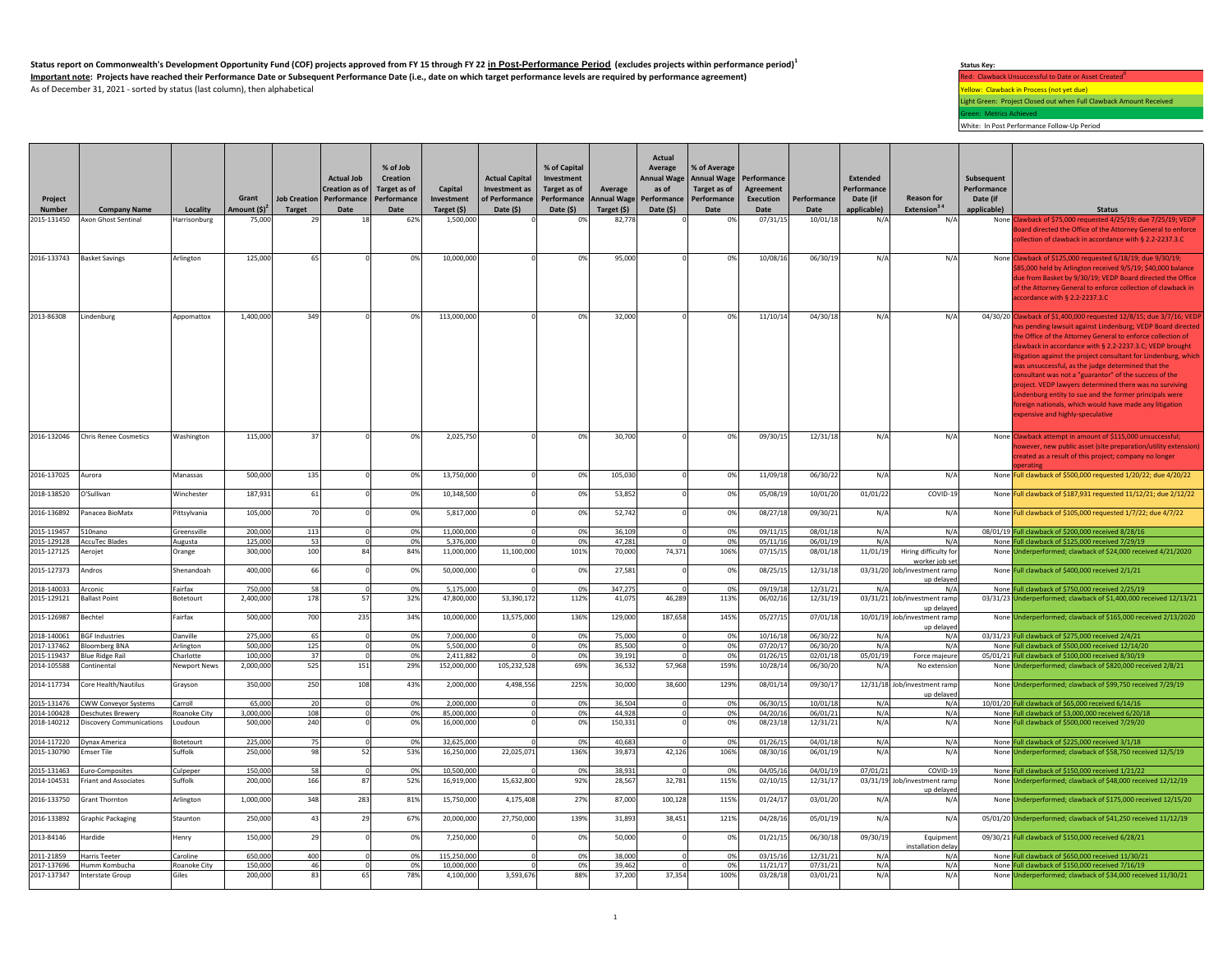**Status report on Commonwealth's Development Opportunity Fund (COF) projects approved from FY 15 through FY 22 in Post-Performance Period (excludes projects within performance period)[1]**

**Important note: Projects have reached their Performance Date or Subsequent Performance Date (i.e., date on which target performance levels are required by performance agreement)**

As of December 31, 2021 - sorted by status (last column), then alphabetical

**Status Key:**

- Red: Clawback Unsuccessful to Date or Asset Created[5]
- Yellow: Clawback in Process (not yet due)
- Light Green: Project Closed out when Full Clawback Amount Received
- Green: Metrics Achieved
- White: In Post Performance Follow-Up Period

| Project Number | Company Name | Locality | Grant Amount ($)[2] | Job Creation Target | Actual Job Creation as of Performance Date | % of Job Creation Target as of Performance Date | Capital Investment Target ($) | Actual Capital Investment as of Performance Date ($) | % of Capital Investment Target as of Performance Date ($) | Average Annual Wage Target ($) | Actual Average Annual Wage as of Performance Date ($) | % of Average Annual Wage Target as of Performance Date | Performance Agreement Execution Date | Performance Date | Extended Performance Date (if applicable) | Reason for Extension[3 4] | Subsequent Performance Date (if applicable) | Status |
|---|---|---|---|---|---|---|---|---|---|---|---|---|---|---|---|---|---|---|
| 2015-131450 | Axon Ghost Sentinal | Harrisonburg | 75,000 | 29 | 18 | 62% | 1,500,000 | 0 | 0% | 82,778 | 0 | 0% | 07/31/15 | 10/01/18 | N/A | N/A | None | Clawback of $75,000 requested 4/25/19; due 7/25/19; VEDP Board directed the Office of the Attorney General to enforce collection of clawback in accordance with § 2.2-2237.3.C |
| 2016-133743 | Basket Savings | Arlington | 125,000 | 65 | 0 | 0% | 10,000,000 | 0 | 0% | 95,000 | 0 | 0% | 10/08/16 | 06/30/19 | N/A | N/A | None | Clawback of $125,000 requested 6/18/19; due 9/30/19; $85,000 held by Arlington received 9/5/19; $40,000 balance due from Basket by 9/30/19; VEDP Board directed the Office of the Attorney General to enforce collection of clawback in accordance with § 2.2-2237.3.C |
| 2013-86308 | Lindenburg | Appomattox | 1,400,000 | 349 | 0 | 0% | 113,000,000 | 0 | 0% | 32,000 | 0 | 0% | 11/10/14 | 04/30/18 | N/A | N/A | 04/30/20 | Clawback of $1,400,000 requested 12/8/15; due 3/7/16; VEDP has pending lawsuit against Lindenburg; VEDP Board directed the Office of the Attorney General to enforce collection of clawback in accordance with § 2.2-2237.3.C; VEDP brought litigation against the project consultant for Lindenburg, which was unsuccessful, as the judge determined that the consultant was not a "guarantor" of the success of the project. VEDP lawyers determined there was no surviving Lindenburg entity to sue and the former principals were foreign nationals, which would have made any litigation expensive and highly-speculative |
| 2016-132046 | Chris Renee Cosmetics | Washington | 115,000 | 37 | 0 | 0% | 2,025,750 | 0 | 0% | 30,700 | 0 | 0% | 09/30/15 | 12/31/18 | N/A | N/A | None | Clawback attempt in amount of $115,000 unsuccessful; however, new public asset (site preparation/utility extension) created as a result of this project; company no longer operating |
| 2016-137025 | Aurora | Manassas | 500,000 | 135 | 0 | 0% | 13,750,000 | 0 | 0% | 105,030 | 0 | 0% | 11/09/18 | 06/30/22 | N/A | N/A | None | Full clawback of $500,000 requested 1/20/22; due 4/20/22 |
| 2018-138520 | O'Sullivan | Winchester | 187,931 | 61 | 0 | 0% | 10,348,500 | 0 | 0% | 53,852 | 0 | 0% | 05/08/19 | 10/01/20 | 01/01/22 | COVID-19 | None | Full clawback of $187,931 requested 11/12/21; due 2/12/22 |
| 2016-136892 | Panacea BioMatx | Pittsylvania | 105,000 | 70 | 0 | 0% | 5,817,000 | 0 | 0% | 52,742 | 0 | 0% | 08/27/18 | 09/30/21 | N/A | N/A | None | Full clawback of $105,000 requested 1/7/22; due 4/7/22 |
| 2015-119457 | 510nano | Greensville | 200,000 | 113 | 0 | 0% | 11,000,000 | 0 | 0% | 36,109 | 0 | 0% | 09/11/15 | 08/01/18 | N/A | N/A | 08/01/19 | Full clawback of $200,000 received 8/28/16 |
| 2015-129128 | AccuTec Blades | Augusta | 125,000 | 53 | 0 | 0% | 5,376,000 | 0 | 0% | 47,281 | 0 | 0% | 05/11/16 | 06/01/19 | N/A | N/A | None | Full clawback of $125,000 received 7/29/19 |
| 2015-127125 | Aerojet | Orange | 300,000 | 100 | 84 | 84% | 11,000,000 | 11,100,000 | 101% | 70,000 | 74,371 | 106% | 07/15/15 | 08/01/18 | 11/01/19 | Hiring difficulty for worker job set | None | Underperformed; clawback of $24,000 received 4/21/2020 |
| 2015-127373 | Andros | Shenandoah | 400,000 | 66 | 0 | 0% | 50,000,000 | 0 | 0% | 27,581 | 0 | 0% | 08/25/15 | 12/31/18 | 03/31/20 | Job/investment ramp up delayed | None | Full clawback of $400,000 received 2/1/21 |
| 2018-140033 | Arconic | Fairfax | 750,000 | 58 | 0 | 0% | 5,175,000 | 0 | 0% | 347,275 | 0 | 0% | 09/19/18 | 12/31/21 | N/A | N/A | None | Full clawback of $750,000 received 2/25/19 |
| 2015-129121 | Ballast Point | Botetourt | 2,400,000 | 178 | 57 | 32% | 47,800,000 | 53,390,172 | 112% | 41,075 | 46,289 | 113% | 06/02/16 | 12/31/19 | 03/31/21 | Job/investment ramp up delayed | 03/31/23 | Underperformed; clawback of $1,400,000 received 12/13/21 |
| 2015-126987 | Bechtel | Fairfax | 500,000 | 700 | 235 | 34% | 10,000,000 | 13,575,000 | 136% | 129,000 | 187,658 | 145% | 05/27/15 | 07/01/18 | 10/01/19 | Job/investment ramp up delayed | None | Underperformed; clawback of $165,000 received 2/13/2020 |
| 2018-140061 | BGF Industries | Danville | 275,000 | 65 | 0 | 0% | 7,000,000 | 0 | 0% | 75,000 | 0 | 0% | 10/16/18 | 06/30/22 | N/A | N/A | 03/31/23 | Full clawback of $275,000 received 2/4/21 |
| 2017-137462 | Bloomberg BNA | Arlington | 500,000 | 125 | 0 | 0% | 5,500,000 | 0 | 0% | 85,500 | 0 | 0% | 07/20/17 | 06/30/20 | N/A | N/A | None | Full clawback of $500,000 received 12/14/20 |
| 2015-119437 | Blue Ridge Rail | Charlotte | 100,000 | 37 | 0 | 0% | 2,411,882 | 0 | 0% | 39,191 | 0 | 0% | 01/26/15 | 02/01/18 | 05/01/19 | Force majeure | 05/01/21 | Full clawback of $100,000 received 8/30/19 |
| 2014-105588 | Continental | Newport News | 2,000,000 | 525 | 151 | 29% | 152,000,000 | 105,232,528 | 69% | 36,532 | 57,968 | 159% | 10/28/14 | 06/30/20 | N/A | No extension | None | Underperformed; clawback of $820,000 received 2/8/21 |
| 2014-117734 | Core Health/Nautilus | Grayson | 350,000 | 250 | 108 | 43% | 2,000,000 | 4,498,556 | 225% | 30,000 | 38,600 | 129% | 08/01/14 | 09/30/17 | 12/31/18 | Job/investment ramp up delayed | None | Underperformed; clawback of $99,750 received 7/29/19 |
| 2015-131476 | CWW Conveyor Systems | Carroll | 65,000 | 20 | 0 | 0% | 2,000,000 | 0 | 0% | 36,504 | 0 | 0% | 06/30/15 | 10/01/18 | N/A | N/A | 10/01/20 | Full clawback of $65,000 received 6/14/16 |
| 2014-100428 | Deschutes Brewery | Roanoke City | 3,000,000 | 108 | 0 | 0% | 85,000,000 | 0 | 0% | 44,928 | 0 | 0% | 04/20/16 | 06/01/21 | N/A | N/A | None | Full clawback of $3,000,000 received 6/20/18 |
| 2018-140212 | Discovery Communications | Loudoun | 500,000 | 240 | 0 | 0% | 16,000,000 | 0 | 0% | 150,331 | 0 | 0% | 08/23/18 | 12/31/21 | N/A | N/A | None | Full clawback of $500,000 received 7/29/20 |
| 2014-117220 | Dynax America | Botetourt | 225,000 | 75 | 0 | 0% | 32,625,000 | 0 | 0% | 40,683 | 0 | 0% | 01/26/15 | 04/01/18 | N/A | N/A | None | Full clawback of $225,000 received 3/1/18 |
| 2015-130790 | Emser Tile | Suffolk | 250,000 | 98 | 52 | 53% | 16,250,000 | 22,025,071 | 136% | 39,873 | 42,126 | 106% | 08/30/16 | 06/01/19 | N/A | N/A | None | Underperformed; clawback of $58,750 received 12/5/19 |
| 2015-131463 | Euro-Composites | Culpeper | 150,000 | 58 | 0 | 0% | 10,500,000 | 0 | 0% | 38,931 | 0 | 0% | 04/05/16 | 04/01/19 | 07/01/21 | COVID-19 | None | Full clawback of $150,000 received 1/21/22 |
| 2014-104531 | Friant and Associates | Suffolk | 200,000 | 166 | 87 | 52% | 16,919,000 | 15,632,800 | 92% | 28,567 | 32,781 | 115% | 02/10/15 | 12/31/17 | 03/31/19 | Job/investment ramp up delayed | None | Underperformed; clawback of $48,000 received 12/12/19 |
| 2016-133750 | Grant Thornton | Arlington | 1,000,000 | 348 | 283 | 81% | 15,750,000 | 4,175,408 | 27% | 87,000 | 100,128 | 115% | 01/24/17 | 03/01/20 | N/A | N/A | None | Underperformed; clawback of $175,000 received 12/15/20 |
| 2016-133892 | Graphic Packaging | Staunton | 250,000 | 43 | 29 | 67% | 20,000,000 | 27,750,000 | 139% | 31,893 | 38,451 | 121% | 04/28/16 | 05/01/19 | N/A | N/A | 05/01/20 | Underperformed; clawback of $41,250 received 11/12/19 |
| 2013-84146 | Hardide | Henry | 150,000 | 29 | 0 | 0% | 7,250,000 | 0 | 0% | 50,000 | 0 | 0% | 01/21/15 | 06/30/18 | 09/30/19 | Equipment installation delay | 09/30/21 | Full clawback of $150,000 received 6/28/21 |
| 2011-21859 | Harris Teeter | Caroline | 650,000 | 400 | 0 | 0% | 115,250,000 | 0 | 0% | 38,000 | 0 | 0% | 03/15/16 | 12/31/21 | N/A | N/A | None | Full clawback of $650,000 received 11/30/21 |
| 2017-137696 | Humm Kombucha | Roanoke City | 150,000 | 46 | 0 | 0% | 10,000,000 | 0 | 0% | 39,462 | 0 | 0% | 11/21/17 | 07/31/21 | N/A | N/A | None | Full clawback of $150,000 received 7/16/19 |
| 2017-137347 | Interstate Group | Giles | 200,000 | 83 | 65 | 78% | 4,100,000 | 3,593,676 | 88% | 37,200 | 37,354 | 100% | 03/28/18 | 03/01/21 | N/A | N/A | None | Underperformed; clawback of $34,000 received 11/30/21 |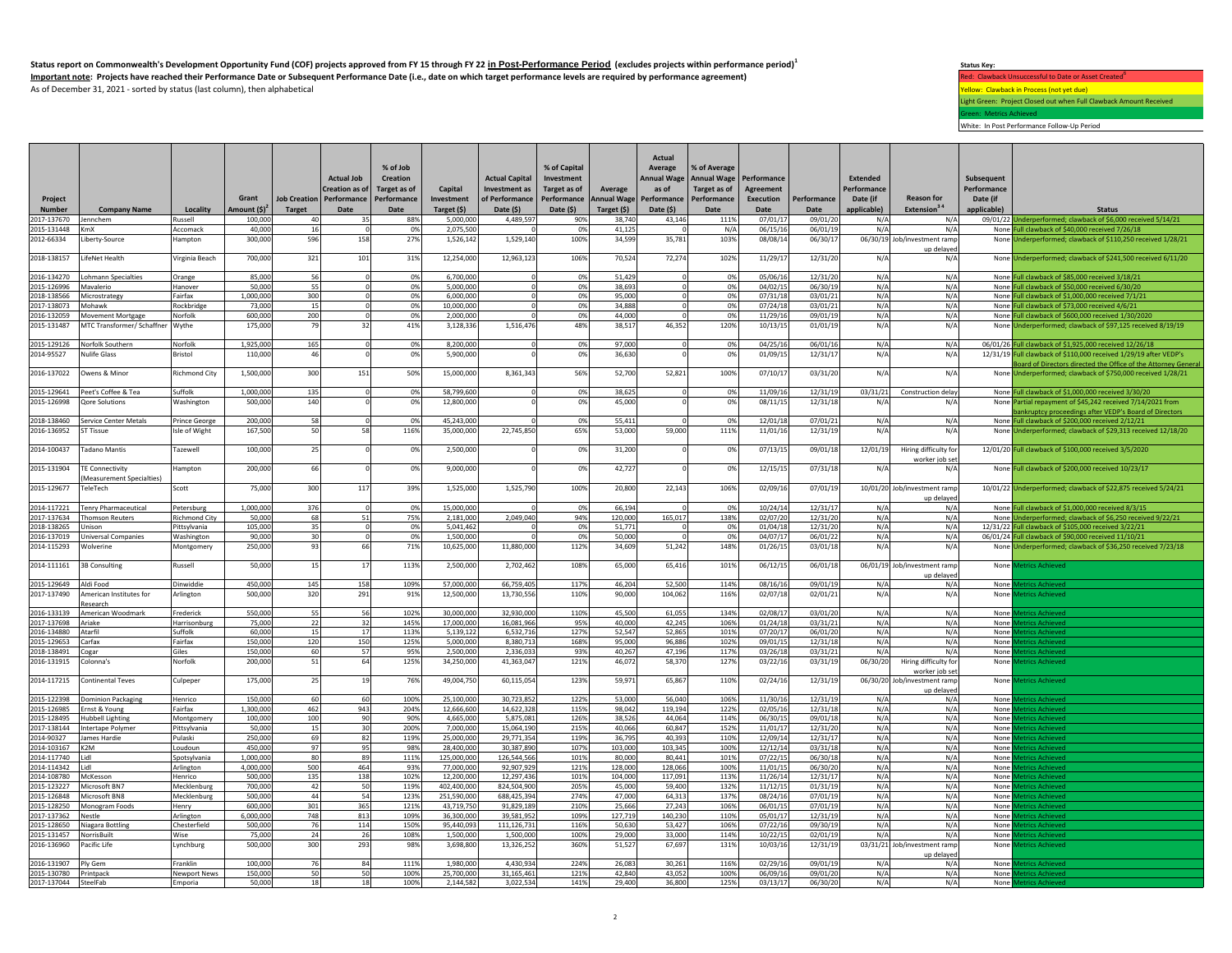**Status report on Commonwealth's Development Opportunity Fund (COF) projects approved from FY 15 through FY 22 in Post-Performance Period (excludes projects within performance period)[1]**

**Important note: Projects have reached their Performance Date or Subsequent Performance Date (i.e., date on which target performance levels are required by performance agreement)**

As of December 31, 2021 - sorted by status (last column), then alphabetical

**Status Key:**

- Red: Clawback Unsuccessful to Date or Asset Created[5]
- Yellow: Clawback in Process (not yet due)
- Light Green: Project Closed out when Full Clawback Amount Received
- Green: Metrics Achieved
- White: In Post Performance Follow-Up Period

| Project Number | Company Name | Locality | Grant Amount ($)[2] | Job Creation Target | Actual Job Creation as of Performance Date | % of Job Creation Target as of Performance Date | Capital Investment Target ($) | Actual Capital Investment as of Performance Date ($) | % of Capital Investment Target as of Performance Date ($) | Average Annual Wage Target ($) | Actual Average Annual Wage as of Performance Date ($) | % of Average Annual Wage Target as of Performance Date | Performance Agreement Execution Date | Performance Date | Extended Performance Date (if applicable) | Reason for Extension[3,4] | Subsequent Performance Date (if applicable) | Status |
|---|---|---|---|---|---|---|---|---|---|---|---|---|---|---|---|---|---|---|
| 2017-137670 | Jennchem | Russell | 100,000 | 40 | 35 | 88% | 5,000,000 | 4,489,597 | 90% | 38,740 | 43,146 | 111% | 07/01/17 | 09/01/20 | N/A | N/A | 09/01/22 | Underperformed; clawback of $6,000 received 5/14/21 |
| 2015-131448 | KmX | Accomack | 40,000 | 16 | 0 | 0% | 2,075,500 | 0 | 0% | 41,125 | 0 | N/A | 06/15/16 | 06/01/19 | N/A | N/A | None | Full clawback of $40,000 received 7/26/18 |
| 2012-66334 | Liberty-Source | Hampton | 300,000 | 596 | 158 | 27% | 1,526,142 | 1,529,140 | 100% | 34,599 | 35,781 | 103% | 08/08/14 | 06/30/17 | 06/30/19 | Job/investment ramp up delayed | None | Underperformed; clawback of $110,250 received 1/28/21 |
| 2018-138157 | LifeNet Health | Virginia Beach | 700,000 | 321 | 101 | 31% | 12,254,000 | 12,963,123 | 106% | 70,524 | 72,274 | 102% | 11/29/17 | 12/31/20 | N/A | N/A | None | Underperformed; clawback of $241,500 received 6/11/20 |
| 2016-134270 | Lohmann Specialties | Orange | 85,000 | 56 | 0 | 0% | 6,700,000 | 0 | 0% | 51,429 | 0 | 0% | 05/06/16 | 12/31/20 | N/A | N/A | None | Full clawback of $85,000 received 3/18/21 |
| 2015-126996 | Mavalerio | Hanover | 50,000 | 55 | 0 | 0% | 5,000,000 | 0 | 0% | 38,693 | 0 | 0% | 04/02/15 | 06/30/19 | N/A | N/A | None | Full clawback of $50,000 received 6/30/20 |
| 2018-138566 | Microstrategy | Fairfax | 1,000,000 | 300 | 0 | 0% | 6,000,000 | 0 | 0% | 95,000 | 0 | 0% | 07/31/18 | 03/01/21 | N/A | N/A | None | Full clawback of $1,000,000 received 7/1/21 |
| 2018-138073 | Mohawk | Rockbridge | 73,000 | 15 | 0 | 0% | 10,000,000 | 0 | 0% | 34,888 | 0 | 0% | 07/24/18 | 03/01/21 | N/A | N/A | None | Full clawback of $73,000 received 4/6/21 |
| 2016-132059 | Movement Mortgage | Norfolk | 600,000 | 200 | 0 | 0% | 2,000,000 | 0 | 0% | 44,000 | 0 | 0% | 11/29/16 | 09/01/19 | N/A | N/A | None | Full clawback of $600,000 received 1/30/2020 |
| 2015-131487 | MTC Transformer/ Schaffner | Wythe | 175,000 | 79 | 32 | 41% | 3,128,336 | 1,516,476 | 48% | 38,517 | 46,352 | 120% | 10/13/15 | 01/01/19 | N/A | N/A | None | Underperformed; clawback of $97,125 received 8/19/19 |
| 2015-129126 | Norfolk Southern | Norfolk | 1,925,000 | 165 | 0 | 0% | 8,200,000 | 0 | 0% | 97,000 | 0 | 0% | 04/25/16 | 06/01/16 | N/A | N/A | 06/01/26 | Full clawback of $1,925,000 received 12/26/18 |
| 2014-95527 | Nulife Glass | Bristol | 110,000 | 46 | 0 | 0% | 5,900,000 | 0 | 0% | 36,630 | 0 | 0% | 01/09/15 | 12/31/17 | N/A | N/A | 12/31/19 | Full clawback of $110,000 received 1/29/19 after VEDP's Board of Directors directed the Office of the Attorney General |
| 2016-137022 | Owens & Minor | Richmond City | 1,500,000 | 300 | 151 | 50% | 15,000,000 | 8,361,343 | 56% | 52,700 | 52,821 | 100% | 07/10/17 | 03/31/20 | N/A | N/A | None | Underperformed; clawback of $750,000 received 1/28/21 |
| 2015-129641 | Peet's Coffee & Tea | Suffolk | 1,000,000 | 135 | 0 | 0% | 58,799,600 | 0 | 0% | 38,625 | 0 | 0% | 11/09/16 | 12/31/19 | 03/31/21 | Construction delay | None | Full clawback of $1,000,000 received 3/30/20 |
| 2015-126998 | Qore Solutions | Washington | 500,000 | 140 | 0 | 0% | 12,800,000 | 0 | 0% | 45,000 | 0 | 0% | 08/11/15 | 12/31/18 | N/A | N/A | None | Partial repayment of $45,242 received 7/14/2021 from bankruptcy proceedings after VEDP's Board of Directors |
| 2018-138460 | Service Center Metals | Prince George | 200,000 | 58 | 0 | 0% | 45,243,000 | 0 | 0% | 55,411 | 0 | 0% | 12/01/18 | 07/01/21 | N/A | N/A | None | Full clawback of $200,000 received 2/12/21 |
| 2016-136952 | ST Tissue | Isle of Wight | 167,500 | 50 | 58 | 116% | 35,000,000 | 22,745,850 | 65% | 53,000 | 59,000 | 111% | 11/01/16 | 12/31/19 | N/A | N/A | None | Underperformed; clawback of $29,313 received 12/18/20 |
| 2014-100437 | Tadano Mantis | Tazewell | 100,000 | 25 | 0 | 0% | 2,500,000 | 0 | 0% | 31,200 | 0 | 0% | 07/13/15 | 09/01/18 | 12/01/19 | Hiring difficulty for worker job set | 12/01/20 | Full clawback of $100,000 received 3/5/2020 |
| 2015-131904 | TE Connectivity (Measurement Specialties) | Hampton | 200,000 | 66 | 0 | 0% | 9,000,000 | 0 | 0% | 42,727 | 0 | 0% | 12/15/15 | 07/31/18 | N/A | N/A | None | Full clawback of $200,000 received 10/23/17 |
| 2015-129677 | TeleTech | Scott | 75,000 | 300 | 117 | 39% | 1,525,000 | 1,525,790 | 100% | 20,800 | 22,143 | 106% | 02/09/16 | 07/01/19 | 10/01/20 | Job/investment ramp up delayed | 10/01/22 | Underperformed; clawback of $22,875 received 5/24/21 |
| 2014-117221 | Tenry Pharmaceutical | Petersburg | 1,000,000 | 376 | 0 | 0% | 15,000,000 | 0 | 0% | 66,194 | 0 | 0% | 10/24/14 | 12/31/17 | N/A | N/A | None | Full clawback of $1,000,000 received 8/3/15 |
| 2017-137634 | Thomson Reuters | Richmond City | 50,000 | 68 | 51 | 75% | 2,181,000 | 2,049,040 | 94% | 120,000 | 165,017 | 138% | 02/07/20 | 12/31/20 | N/A | N/A | None | Underperformed; clawback of $6,250 received 9/22/21 |
| 2018-138265 | Unison | Pittsylvania | 105,000 | 35 | 0 | 0% | 5,041,462 | 0 | 0% | 51,771 | 0 | 0% | 01/04/18 | 12/31/20 | N/A | N/A | 12/31/22 | Full clawback of $105,000 received 3/22/21 |
| 2016-137019 | Universal Companies | Washington | 90,000 | 30 | 0 | 0% | 1,500,000 | 0 | 0% | 50,000 | 0 | 0% | 04/07/17 | 06/01/22 | N/A | N/A | 06/01/24 | Full clawback of $90,000 received 11/10/21 |
| 2014-115293 | Wolverine | Montgomery | 250,000 | 93 | 66 | 71% | 10,625,000 | 11,880,000 | 112% | 34,609 | 51,242 | 148% | 01/26/15 | 03/01/18 | N/A | N/A | None | Underperformed; clawback of $36,250 received 7/23/18 |
| 2014-111161 | 3B Consulting | Russell | 50,000 | 15 | 17 | 113% | 2,500,000 | 2,702,462 | 108% | 65,000 | 65,416 | 101% | 06/12/15 | 06/01/18 | 06/01/19 | Job/investment ramp up delayed | None | Metrics Achieved |
| 2015-129649 | Aldi Food | Dinwiddie | 450,000 | 145 | 158 | 109% | 57,000,000 | 66,759,405 | 117% | 46,204 | 52,500 | 114% | 08/16/16 | 09/01/19 | N/A | N/A | None | Metrics Achieved |
| 2017-137490 | American Institutes for Research | Arlington | 500,000 | 320 | 291 | 91% | 12,500,000 | 13,730,556 | 110% | 90,000 | 104,062 | 116% | 02/07/18 | 02/01/21 | N/A | N/A | None | Metrics Achieved |
| 2016-133139 | American Woodmark | Frederick | 550,000 | 55 | 56 | 102% | 30,000,000 | 32,930,000 | 110% | 45,500 | 61,055 | 134% | 02/08/17 | 03/01/20 | N/A | N/A | None | Metrics Achieved |
| 2017-137698 | Ariake | Harrisonburg | 75,000 | 22 | 32 | 145% | 17,000,000 | 16,081,966 | 95% | 40,000 | 42,245 | 106% | 01/24/18 | 03/31/21 | N/A | N/A | None | Metrics Achieved |
| 2016-134880 | Atarfil | Suffolk | 60,000 | 15 | 17 | 113% | 5,139,122 | 6,532,716 | 127% | 52,547 | 52,865 | 101% | 07/20/17 | 06/01/20 | N/A | N/A | None | Metrics Achieved |
| 2015-129653 | Carfax | Fairfax | 150,000 | 120 | 150 | 125% | 5,000,000 | 8,380,713 | 168% | 95,000 | 96,886 | 102% | 09/01/15 | 12/31/18 | N/A | N/A | None | Metrics Achieved |
| 2018-138491 | Cogar | Giles | 150,000 | 60 | 57 | 95% | 2,500,000 | 2,336,033 | 93% | 40,267 | 47,196 | 117% | 03/26/18 | 03/31/21 | N/A | N/A | None | Metrics Achieved |
| 2016-131915 | Colonna's | Norfolk | 200,000 | 51 | 64 | 125% | 34,250,000 | 41,363,047 | 121% | 46,072 | 58,370 | 127% | 03/22/16 | 03/31/19 | 06/30/20 | Hiring difficulty for worker job set | None | Metrics Achieved |
| 2014-117215 | Continental Teves | Culpeper | 175,000 | 25 | 19 | 76% | 49,004,750 | 60,115,054 | 123% | 59,971 | 65,867 | 110% | 02/24/16 | 12/31/19 | 06/30/20 | Job/investment ramp up delayed | None | Metrics Achieved |
| 2015-122398 | Dominion Packaging | Henrico | 150,000 | 60 | 60 | 100% | 25,100,000 | 30,723,852 | 122% | 53,000 | 56,040 | 106% | 11/30/16 | 12/31/19 | N/A | N/A | None | Metrics Achieved |
| 2015-126985 | Ernst & Young | Fairfax | 1,300,000 | 462 | 943 | 204% | 12,666,600 | 14,622,328 | 115% | 98,042 | 119,194 | 122% | 02/05/16 | 12/31/18 | N/A | N/A | None | Metrics Achieved |
| 2015-128495 | Hubbell Lighting | Montgomery | 100,000 | 100 | 90 | 90% | 4,665,000 | 5,875,081 | 126% | 38,526 | 44,064 | 114% | 06/30/15 | 09/01/18 | N/A | N/A | None | Metrics Achieved |
| 2017-138144 | Intertape Polymer | Pittsylvania | 50,000 | 15 | 30 | 200% | 7,000,000 | 15,064,190 | 215% | 40,066 | 60,847 | 152% | 11/01/17 | 12/31/20 | N/A | N/A | None | Metrics Achieved |
| 2014-90327 | James Hardie | Pulaski | 250,000 | 69 | 82 | 119% | 25,000,000 | 29,771,354 | 119% | 36,795 | 40,393 | 110% | 12/09/14 | 12/31/17 | N/A | N/A | None | Metrics Achieved |
| 2014-103167 | K2M | Loudoun | 450,000 | 97 | 95 | 98% | 28,400,000 | 30,387,890 | 107% | 103,000 | 103,345 | 100% | 12/12/14 | 03/31/18 | N/A | N/A | None | Metrics Achieved |
| 2014-117740 | Lidl | Spotsylvania | 1,000,000 | 80 | 89 | 111% | 125,000,000 | 126,544,566 | 101% | 80,000 | 80,441 | 101% | 07/22/15 | 06/30/18 | N/A | N/A | None | Metrics Achieved |
| 2014-114342 | Lidl | Arlington | 4,000,000 | 500 | 464 | 93% | 77,000,000 | 92,907,929 | 121% | 128,000 | 128,066 | 100% | 11/01/15 | 06/30/20 | N/A | N/A | None | Metrics Achieved |
| 2014-108780 | McKesson | Henrico | 500,000 | 135 | 138 | 102% | 12,200,000 | 12,297,436 | 101% | 104,000 | 117,091 | 113% | 11/26/14 | 12/31/17 | N/A | N/A | None | Metrics Achieved |
| 2015-123227 | Microsoft BN7 | Mecklenburg | 700,000 | 42 | 50 | 119% | 402,400,000 | 824,504,900 | 205% | 45,000 | 59,400 | 132% | 11/12/15 | 01/31/19 | N/A | N/A | None | Metrics Achieved |
| 2015-126848 | Microsoft BN8 | Mecklenburg | 500,000 | 44 | 54 | 123% | 251,590,000 | 688,425,394 | 274% | 47,000 | 64,313 | 137% | 08/24/16 | 07/01/19 | N/A | N/A | None | Metrics Achieved |
| 2015-128250 | Monogram Foods | Henry | 600,000 | 301 | 365 | 121% | 43,719,750 | 91,829,189 | 210% | 25,666 | 27,243 | 106% | 06/01/15 | 07/01/19 | N/A | N/A | None | Metrics Achieved |
| 2017-137362 | Nestle | Arlington | 6,000,000 | 748 | 813 | 109% | 36,300,000 | 39,581,952 | 109% | 127,719 | 140,230 | 110% | 05/01/17 | 12/31/19 | N/A | N/A | None | Metrics Achieved |
| 2015-128650 | Niagara Bottling | Chesterfield | 500,000 | 76 | 114 | 150% | 95,440,093 | 111,126,731 | 116% | 50,630 | 53,427 | 106% | 07/22/16 | 09/30/19 | N/A | N/A | None | Metrics Achieved |
| 2015-131457 | NorrisBuilt | Wise | 75,000 | 24 | 26 | 108% | 1,500,000 | 1,500,000 | 100% | 29,000 | 33,000 | 114% | 10/22/15 | 02/01/19 | N/A | N/A | None | Metrics Achieved |
| 2016-136960 | Pacific Life | Lynchburg | 500,000 | 300 | 293 | 98% | 3,698,800 | 13,326,252 | 360% | 51,527 | 67,697 | 131% | 10/03/16 | 12/31/19 | 03/31/21 | Job/investment ramp up delayed | None | Metrics Achieved |
| 2016-131907 | Ply Gem | Franklin | 100,000 | 76 | 84 | 111% | 1,980,000 | 4,430,934 | 224% | 26,083 | 30,261 | 116% | 02/29/16 | 09/01/19 | N/A | N/A | None | Metrics Achieved |
| 2015-130780 | Printpack | Newport News | 150,000 | 50 | 50 | 100% | 25,700,000 | 31,165,461 | 121% | 42,840 | 43,052 | 100% | 06/09/16 | 09/01/20 | N/A | N/A | None | Metrics Achieved |
| 2017-137044 | SteelFab | Emporia | 50,000 | 18 | 18 | 100% | 2,144,582 | 3,022,534 | 141% | 29,400 | 36,800 | 125% | 03/13/17 | 06/30/20 | N/A | N/A | None | Metrics Achieved |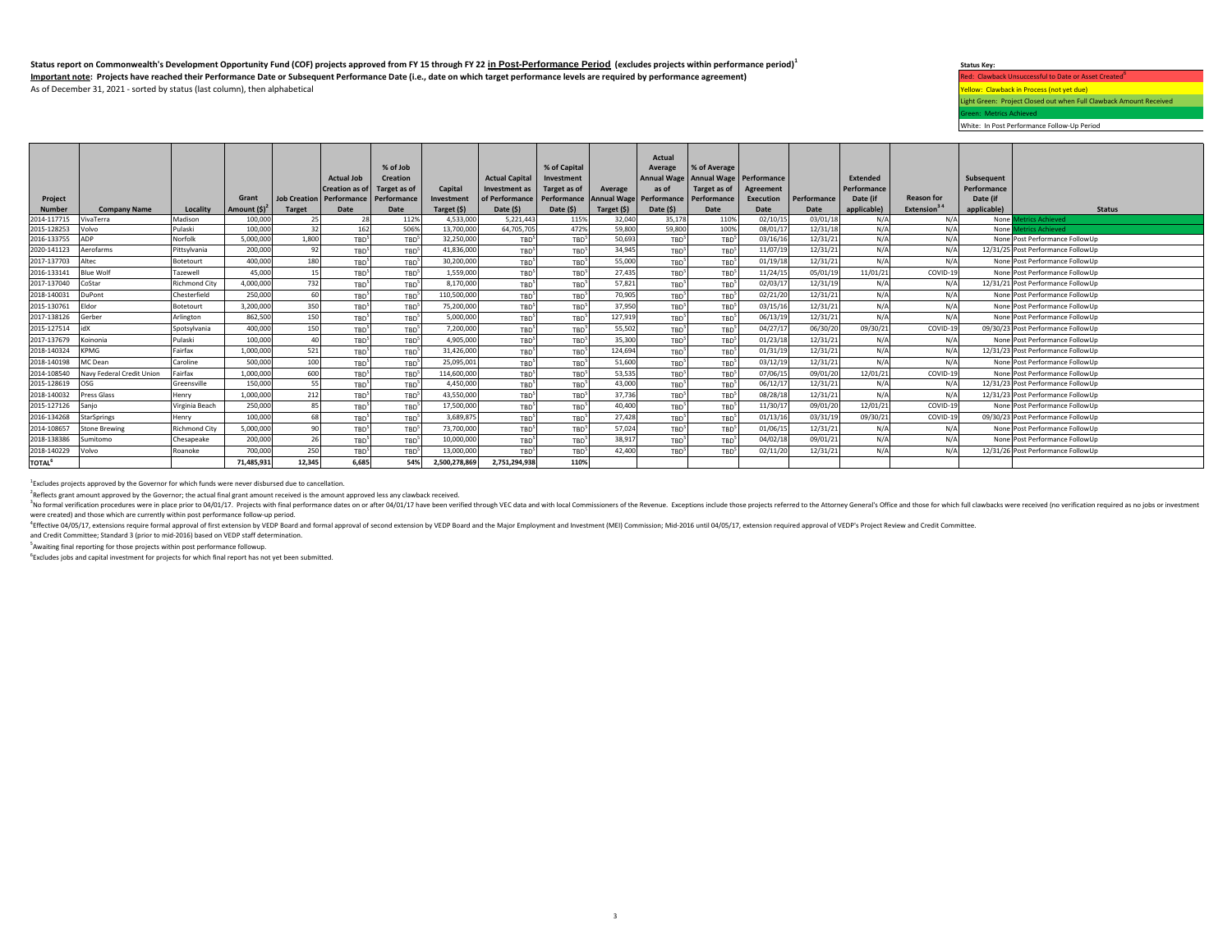**Status report on Commonwealth's Development Opportunity Fund (COF) projects approved from FY 15 through FY 22 in Post-Performance Period (excludes projects within performance period)[1]**

**Important note: Projects have reached their Performance Date or Subsequent Performance Date (i.e., date on which target performance levels are required by performance agreement)**

As of December 31, 2021 - sorted by status (last column), then alphabetical

**Status Key:**

- Red: Clawback Unsuccessful to Date or Asset Created[6]
- Yellow: Clawback in Process (not yet due)
- Light Green: Project Closed out when Full Clawback Amount Received
- Green: Metrics Achieved
- White: In Post Performance Follow-Up Period

| Project Number | Company Name | Locality | Grant Amount ($)[2] | Job Creation Target | Actual Job Creation as of Performance Date | % of Job Creation Target as of Performance Date | Capital Investment Target ($) | Actual Capital Investment as of Performance Date ($) | % of Capital Investment Target as of Performance Date ($) | Average Annual Wage Target ($) | Actual Average Annual Wage as of Performance Date ($) | % of Average Annual Wage Target as of Performance Date | Performance Agreement Execution Date | Performance Date | Extended Performance Date (if applicable) | Reason for Extension[3,4] | Subsequent Performance Date (if applicable) | Status |
|---|---|---|---|---|---|---|---|---|---|---|---|---|---|---|---|---|---|---|
| 2014-117715 | VivaTerra | Madison | 100,000 | 25 | 28 | 112% | 4,533,000 | 5,221,443 | 115% | 32,040 | 35,178 | 110% | 02/10/15 | 03/01/18 | N/A | N/A | None | Metrics Achieved |
| 2015-128253 | Volvo | Pulaski | 100,000 | 32 | 162 | 506% | 13,700,000 | 64,705,705 | 472% | 59,800 | 59,800 | 100% | 08/01/17 | 12/31/18 | N/A | N/A | None | Metrics Achieved |
| 2016-133755 | ADP | Norfolk | 5,000,000 | 1,800 | TBD[5] | TBD[5] | 32,250,000 | TBD[5] | TBD[5] | 50,693 | TBD[5] | TBD[5] | 03/16/16 | 12/31/21 | N/A | N/A | None | Post Performance FollowUp |
| 2020-141123 | Aerofarms | Pittsylvania | 200,000 | 92 | TBD[5] | TBD[5] | 41,836,000 | TBD[5] | TBD[5] | 34,945 | TBD[5] | TBD[5] | 11/07/19 | 12/31/21 | N/A | N/A | 12/31/25 | Post Performance FollowUp |
| 2017-137703 | Altec | Botetourt | 400,000 | 180 | TBD[5] | TBD[5] | 30,200,000 | TBD[5] | TBD[5] | 55,000 | TBD[5] | TBD[5] | 01/19/18 | 12/31/21 | N/A | N/A | None | Post Performance FollowUp |
| 2016-133141 | Blue Wolf | Tazewell | 45,000 | 15 | TBD[5] | TBD[5] | 1,559,000 | TBD[5] | TBD[5] | 27,435 | TBD[5] | TBD[5] | 11/24/15 | 05/01/19 | 11/01/21 | COVID-19 | None | Post Performance FollowUp |
| 2017-137040 | CoStar | Richmond City | 4,000,000 | 732 | TBD[5] | TBD[5] | 8,170,000 | TBD[5] | TBD[5] | 57,821 | TBD[5] | TBD[5] | 02/03/17 | 12/31/19 | N/A | N/A | 12/31/21 | Post Performance FollowUp |
| 2018-140031 | DuPont | Chesterfield | 250,000 | 60 | TBD[5] | TBD[5] | 110,500,000 | TBD[5] | TBD[5] | 70,905 | TBD[5] | TBD[5] | 02/21/20 | 12/31/21 | N/A | N/A | None | Post Performance FollowUp |
| 2015-130761 | Eldor | Botetourt | 3,200,000 | 350 | TBD[5] | TBD[5] | 75,200,000 | TBD[5] | TBD[5] | 37,950 | TBD[5] | TBD[5] | 03/15/16 | 12/31/21 | N/A | N/A | None | Post Performance FollowUp |
| 2017-138126 | Gerber | Arlington | 862,500 | 150 | TBD[5] | TBD[5] | 5,000,000 | TBD[5] | TBD[5] | 127,919 | TBD[5] | TBD[5] | 06/13/19 | 12/31/21 | N/A | N/A | None | Post Performance FollowUp |
| 2015-127514 | idX | Spotsylvania | 400,000 | 150 | TBD[5] | TBD[5] | 7,200,000 | TBD[5] | TBD[5] | 55,502 | TBD[5] | TBD[5] | 04/27/17 | 06/30/20 | 09/30/21 | COVID-19 | 09/30/23 | Post Performance FollowUp |
| 2017-137679 | Koinonia | Pulaski | 100,000 | 40 | TBD[5] | TBD[5] | 4,905,000 | TBD[5] | TBD[5] | 35,300 | TBD[5] | TBD[5] | 01/23/18 | 12/31/21 | N/A | N/A | None | Post Performance FollowUp |
| 2018-140324 | KPMG | Fairfax | 1,000,000 | 521 | TBD[5] | TBD[5] | 31,426,000 | TBD[5] | TBD[5] | 124,694 | TBD[5] | TBD[5] | 01/31/19 | 12/31/21 | N/A | N/A | 12/31/23 | Post Performance FollowUp |
| 2018-140198 | MC Dean | Caroline | 500,000 | 100 | TBD[5] | TBD[5] | 25,095,001 | TBD[5] | TBD[5] | 51,600 | TBD[5] | TBD[5] | 03/12/19 | 12/31/21 | N/A | N/A | None | Post Performance FollowUp |
| 2014-108540 | Navy Federal Credit Union | Fairfax | 1,000,000 | 600 | TBD[5] | TBD[5] | 114,600,000 | TBD[5] | TBD[5] | 53,535 | TBD[5] | TBD[5] | 07/06/15 | 09/01/20 | 12/01/21 | COVID-19 | None | Post Performance FollowUp |
| 2015-128619 | OSG | Greensville | 150,000 | 55 | TBD[5] | TBD[5] | 4,450,000 | TBD[5] | TBD[5] | 43,000 | TBD[5] | TBD[5] | 06/12/17 | 12/31/21 | N/A | N/A | 12/31/23 | Post Performance FollowUp |
| 2018-140032 | Press Glass | Henry | 1,000,000 | 212 | TBD[5] | TBD[5] | 43,550,000 | TBD[5] | TBD[5] | 37,736 | TBD[5] | TBD[5] | 08/28/18 | 12/31/21 | N/A | N/A | 12/31/23 | Post Performance FollowUp |
| 2015-127126 | Sanjo | Virginia Beach | 250,000 | 85 | TBD[5] | TBD[5] | 17,500,000 | TBD[5] | TBD[5] | 40,400 | TBD[5] | TBD[5] | 11/30/17 | 09/01/20 | 12/01/21 | COVID-19 | None | Post Performance FollowUp |
| 2016-134268 | StarSprings | Henry | 100,000 | 68 | TBD[5] | TBD[5] | 3,689,875 | TBD[5] | TBD[5] | 27,428 | TBD[5] | TBD[5] | 01/13/16 | 03/31/19 | 09/30/21 | COVID-19 | 09/30/23 | Post Performance FollowUp |
| 2014-108657 | Stone Brewing | Richmond City | 5,000,000 | 90 | TBD[5] | TBD[5] | 73,700,000 | TBD[5] | TBD[5] | 57,024 | TBD[5] | TBD[5] | 01/06/15 | 12/31/21 | N/A | N/A | None | Post Performance FollowUp |
| 2018-138386 | Sumitomo | Chesapeake | 200,000 | 26 | TBD[5] | TBD[5] | 10,000,000 | TBD[5] | TBD[5] | 38,917 | TBD[5] | TBD[5] | 04/02/18 | 09/01/21 | N/A | N/A | None | Post Performance FollowUp |
| 2018-140229 | Volvo | Roanoke | 700,000 | 250 | TBD[5] | TBD[5] | 13,000,000 | TBD[5] | TBD[5] | 42,400 | TBD[5] | TBD[5] | 02/11/20 | 12/31/21 | N/A | N/A | 12/31/26 | Post Performance FollowUp |
| **TOTAL[6]** | | | **71,485,931** | **12,345** | **6,685** | **54%** | **2,500,278,869** | **2,751,294,938** | **110%** | | | | | | | | | |

[1]Excludes projects approved by the Governor for which funds were never disbursed due to cancellation.

[2]Reflects grant amount approved by the Governor; the actual final grant amount received is the amount approved less any clawback received.

[3]No formal verification procedures were in place prior to 04/01/17. Projects with final performance dates on or after 04/01/17 have been verified through VEC data and with local Commissioners of the Revenue. Exceptions include those projects referred to the Attorney General's Office and those for which full clawbacks were received (no verification required as no jobs or investment were created) and those which are currently within post performance follow-up period.

[4]Effective 04/05/17, extensions require formal approval of first extension by VEDP Board and formal approval of second extension by VEDP Board and the Major Employment and Investment (MEI) Commission; Mid-2016 until 04/05/17, extension required approval of VEDP's Project Review and Credit Committee. and Credit Committee; Standard 3 (prior to mid-2016) based on VEDP staff determination.

[5]Awaiting final reporting for those projects within post performance followup.

[6]Excludes jobs and capital investment for projects for which final report has not yet been submitted.